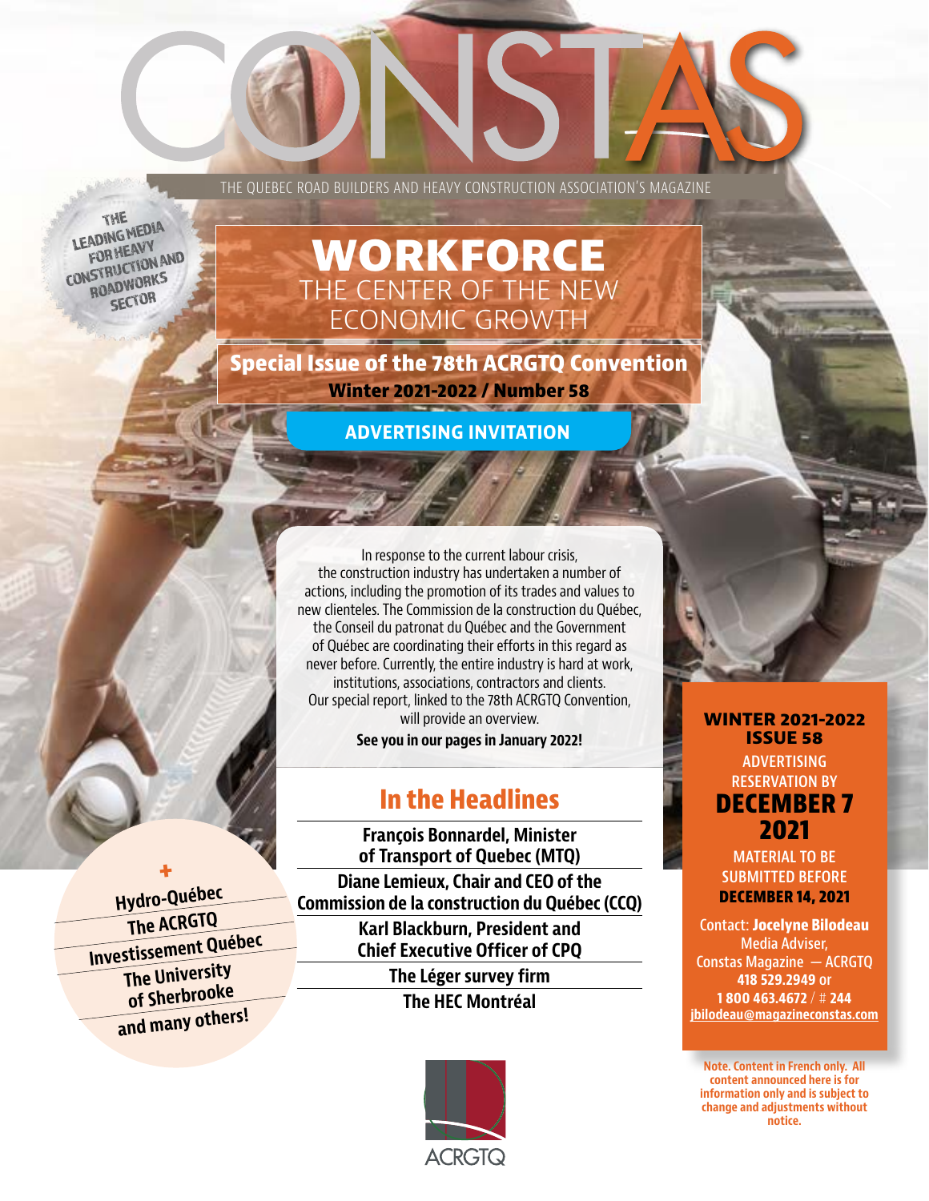# CONSTAS

THE QUEBEC ROAD BUILDERS AND HEAVY CONSTRUCTION ASSOCIATION'S MAGAZINE

THE LEADING MEDIA FOR HEAVY CONSTRUCTION AND ROADWORKS SECTOR

## WORKFORCE

THE CENTER OF THE NEW ECONOMIC GROWTH

**Special Issue of the 78th ACRGTQ Convention**

**Winter 2021-2022 / Number 58**

**ADVERTISING INVITATION**

In response to the current labour crisis, the construction industry has undertaken a number of actions, including the promotion of its trades and values to new clienteles. The Commission de la construction du Québec, the Conseil du patronat du Québec and the Government of Québec are coordinating their efforts in this regard as never before. Currently, the entire industry is hard at work, institutions, associations, contractors and clients. Our special report, linked to the 78th ACRGTQ Convention, will provide an overview.

**See you in our pages in January 2022!**

## In the Headlines

**François Bonnardel, Minister of Transport of Quebec (MTQ)**

**Diane Lemieux, Chair and CEO of the Commission de la construction du Québec (CCQ)**

**Karl Blackburn, President and Chief Executive Officer of CPQ**

**The Léger survey firm**

**The HEC Montréal**

\+

**Hydro-Québec**

**The ACRGTQ**

**Investissement Québec**

**The University of Sherbrooke**

**and many others!**

**WINTER 2021-2022 ISSUE 58**

ADVERTISING RESERVATION BY

**DECEMBER 7 2021**

MATERIAL TO BE SUBMITTED BEFORE **DECEMBER 14, 2021**

Contact: **Jocelyne Bilodeau**
Media Adviser,
Constas Magazine — ACRGTQ
**418 529.2949** or
**1 800 463.4672** / # **244**
**jbilodeau@magazineconstas.com**

**Note. Content in French only. All content announced here is for information only and is subject to change and adjustments without notice.**

ACRGTQ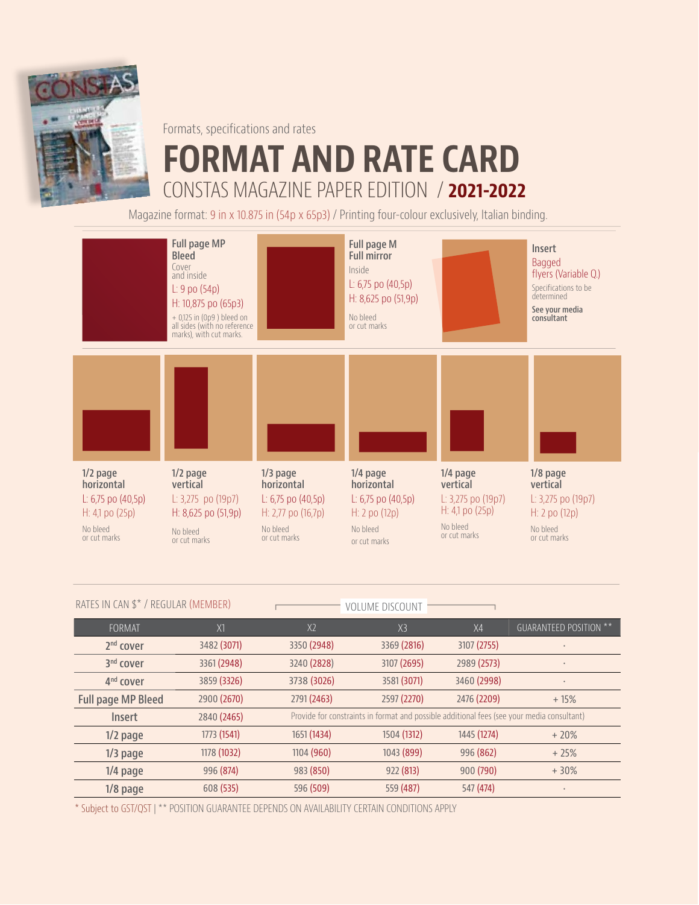Formats, specifications and rates

# FORMAT AND RATE CARD

## CONSTAS MAGAZINE PAPER EDITION / 2021-2022

Magazine format: 9 in x 10.875 in (54p x 65p3) / Printing four-colour exclusively, Italian binding.

**Full page MP Bleed**
Cover and inside
L: 9 po (54p)
H: 10,875 po (65p3)
+ 0,125 in (0p9 ) bleed on all sides (with no reference marks), with cut marks.

**Full page M Full mirror**
Inside
L: 6,75 po (40,5p)
H: 8,625 po (51,9p)
No bleed or cut marks

**Insert**
Bagged flyers (Variable Q.)
Specifications to be determined
**See your media consultant**

**1/2 page horizontal**
L: 6,75 po (40,5p)
H: 4,1 po (25p)
No bleed or cut marks

**1/2 page vertical**
L: 3,275 po (19p7)
H: 8,625 po (51,9p)
No bleed or cut marks

**1/3 page horizontal**
L: 6,75 po (40,5p)
H: 2,77 po (16,7p)
No bleed or cut marks

**1/4 page horizontal**
L: 6,75 po (40,5p)
H: 2 po (12p)
No bleed or cut marks

**1/4 page vertical**
L: 3,275 po (19p7)
H: 4,1 po (25p)
No bleed or cut marks

**1/8 page vertical**
L: 3,275 po (19p7)
H: 2 po (12p)
No bleed or cut marks

RATES IN CAN $* / REGULAR (MEMBER)

| FORMAT | X1 | VOLUME DISCOUNT X2 | X3 | X4 | GUARANTEED POSITION ** |
|---|---|---|---|---|---|
| 2nd cover | 3482 (3071) | 3350 (2948) | 3369 (2816) | 3107 (2755) | - |
| 3rd cover | 3361 (2948) | 3240 (2828) | 3107 (2695) | 2989 (2573) | - |
| 4th cover | 3859 (3326) | 3738 (3026) | 3581 (3071) | 3460 (2998) | - |
| Full page MP Bleed | 2900 (2670) | 2791 (2463) | 2597 (2270) | 2476 (2209) | + 15% |
| Insert | 2840 (2465) | Provide for constraints in format and possible additional fees (see your media consultant) | | | |
| 1/2 page | 1773 (1541) | 1651 (1434) | 1504 (1312) | 1445 (1274) | + 20% |
| 1/3 page | 1178 (1032) | 1104 (960) | 1043 (899) | 996 (862) | + 25% |
| 1/4 page | 996 (874) | 983 (850) | 922 (813) | 900 (790) | + 30% |
| 1/8 page | 608 (535) | 596 (509) | 559 (487) | 547 (474) | - |

* Subject to GST/QST | ** POSITION GUARANTEE DEPENDS ON AVAILABILITY CERTAIN CONDITIONS APPLY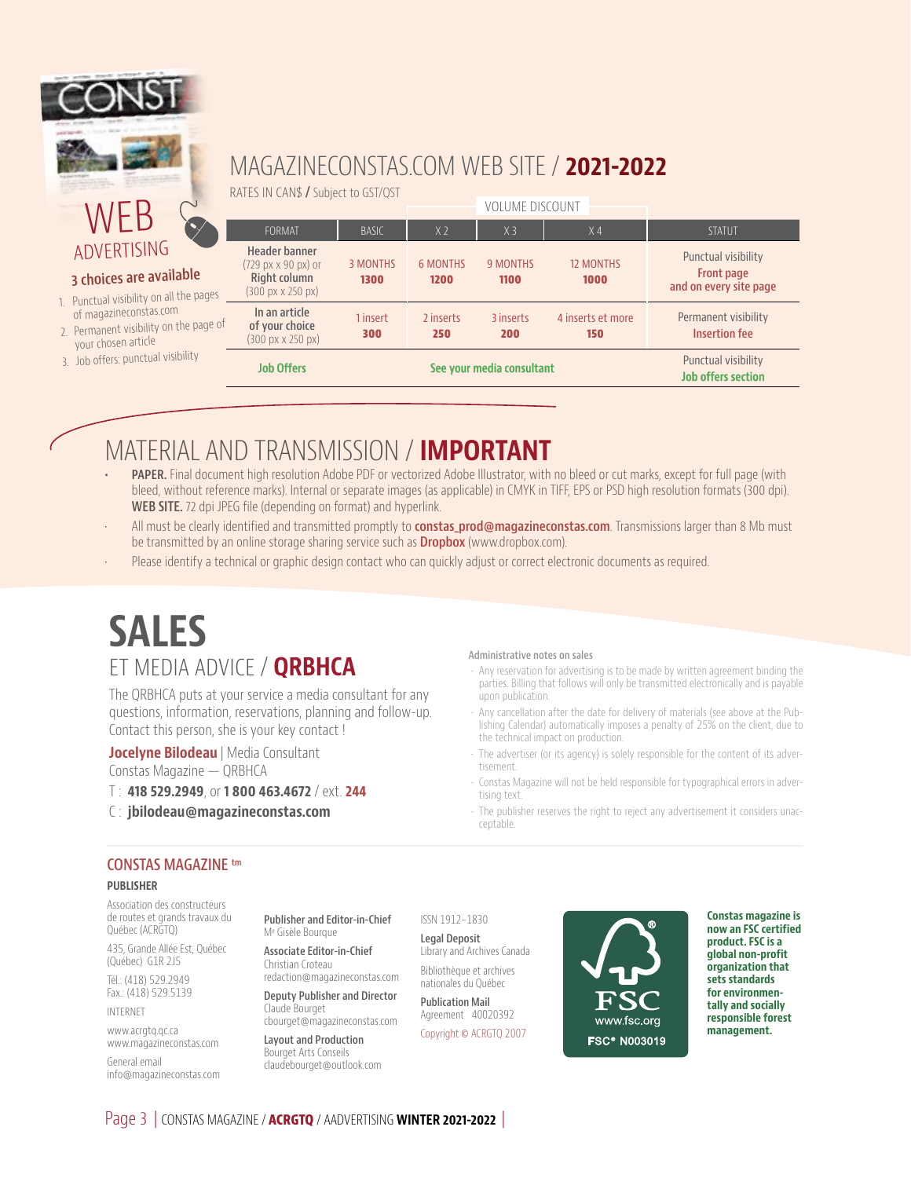# WEB ADVERTISING

### 3 choices are available

1. Punctual visibility on all the pages of magazineconstas.com
2. Permanent visibility on the page of your chosen article
3. Job offers: punctual visibility

## MAGAZINECONSTAS.COM WEB SITE / **2021-2022**

RATES IN CAN$ / Subject to GST/QST

| FORMAT | BASIC | VOLUME DISCOUNT X 2 | X 3 | X 4 | STATUT |
|---|---|---|---|---|---|
| **Header banner** (729 px x 90 px) or **Right column** (300 px x 250 px) | 3 MONTHS **1300** | 6 MONTHS **1200** | 9 MONTHS **1100** | 12 MONTHS **1000** | Punctual visibility Front page and on every site page |
| **In an article of your choice** (300 px x 250 px) | 1 insert **300** | 2 inserts **250** | 3 inserts **200** | 4 inserts et more **150** | Permanent visibility Insertion fee |
| **Job Offers** | See your media consultant | | | | Punctual visibility Job offers section |

## MATERIAL AND TRANSMISSION / **IMPORTANT**

- **PAPER.** Final document high resolution Adobe PDF or vectorized Adobe Illustrator, with no bleed or cut marks, except for full page (with bleed, without reference marks). Internal or separate images (as applicable) in CMYK in TIFF, EPS or PSD high resolution formats (300 dpi). **WEB SITE.** 72 dpi JPEG file (depending on format) and hyperlink.
- All must be clearly identified and transmitted promptly to **constas_prod@magazineconstas.com**. Transmissions larger than 8 Mb must be transmitted by an online storage sharing service such as **Dropbox** (www.dropbox.com).
- Please identify a technical or graphic design contact who can quickly adjust or correct electronic documents as required.

# SALES

## ET MEDIA ADVICE / **QRBHCA**

The QRBHCA puts at your service a media consultant for any questions, information, reservations, planning and follow-up. Contact this person, she is your key contact !

**Jocelyne Bilodeau** | Media Consultant
Constas Magazine — QRBHCA
T : **418 529.2949**, or **1 800 463.4672** / ext. **244**
C : **jbilodeau@magazineconstas.com**

**Administrative notes on sales**

- Any reservation for advertising is to be made by written agreement binding the parties. Billing that follows will only be transmitted electronically and is payable upon publication.
- Any cancellation after the date for delivery of materials (see above at the Publishing Calendar) automatically imposes a penalty of 25% on the client, due to the technical impact on production.
- The advertiser (or its agency) is solely responsible for the content of its advertisement.
- Constas Magazine will not be held responsible for typographical errors in advertising text.
- The publisher reserves the right to reject any advertisement it considers unacceptable.

### CONSTAS MAGAZINE tm

**PUBLISHER**

Association des constructeurs de routes et grands travaux du Québec (ACRGTQ)

435, Grande Allée Est, Québec (Québec) G1R 2J5

Tél.: (418) 529.2949
Fax.: (418) 529.5139

INTERNET

www.acrgtq.qc.ca
www.magazineconstas.com

General email
info@magazineconstas.com

**Publisher and Editor-in-Chief**
Me Gisèle Bourque

**Associate Editor-in-Chief**
Christian Croteau
redaction@magazineconstas.com

**Deputy Publisher and Director**
Claude Bourget
cbourget@magazineconstas.com

**Layout and Production**
Bourget Arts Conseils
claudebourget@outlook.com

ISSN 1912–1830

**Legal Deposit**
Library and Archives Canada

Bibliothèque et archives nationales du Québec

**Publication Mail**
Agreement 40020392

Copyright © ACRGTQ 2007

FSC www.fsc.org FSC® N003019

**Constas magazine is now an FSC certified product. FSC is a global non-profit organization that sets standards for environmentally and socially responsible forest management.**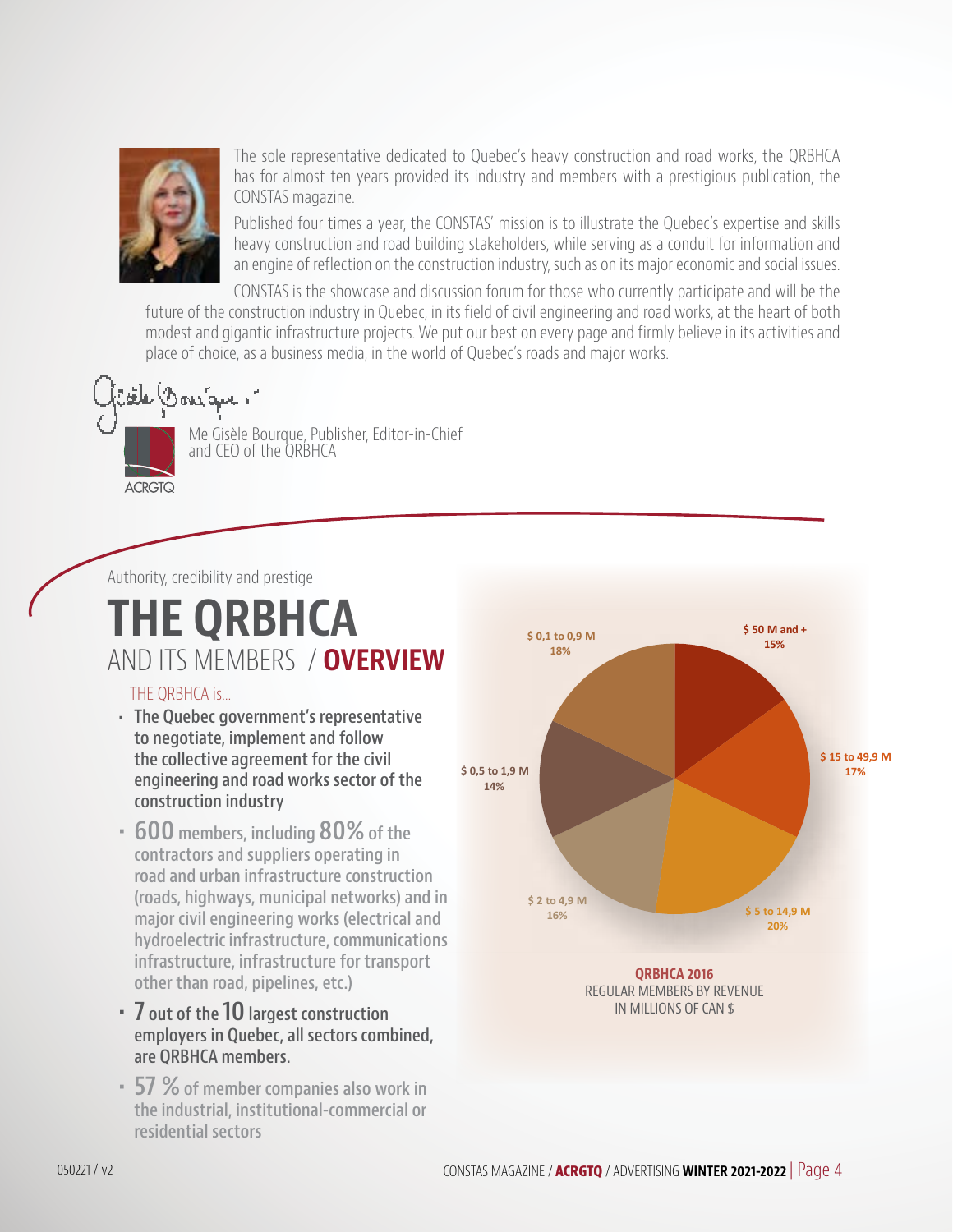The sole representative dedicated to Quebec's heavy construction and road works, the QRBHCA has for almost ten years provided its industry and members with a prestigious publication, the CONSTAS magazine.

Published four times a year, the CONSTAS' mission is to illustrate the Quebec's expertise and skills heavy construction and road building stakeholders, while serving as a conduit for information and an engine of reflection on the construction industry, such as on its major economic and social issues.

CONSTAS is the showcase and discussion forum for those who currently participate and will be the future of the construction industry in Quebec, in its field of civil engineering and road works, at the heart of both modest and gigantic infrastructure projects. We put our best on every page and firmly believe in its activities and place of choice, as a business media, in the world of Quebec's roads and major works.

Me Gisèle Bourque, Publisher, Editor-in-Chief and CEO of the QRBHCA

ACRGTQ

Authority, credibility and prestige

# THE QRBHCA AND ITS MEMBERS / OVERVIEW

THE QRBHCA is...

- **The Quebec government's representative to negotiate, implement and follow the collective agreement for the civil engineering and road works sector of the construction industry**
- **600** members, including **80%** of the contractors and suppliers operating in road and urban infrastructure construction (roads, highways, municipal networks) and in major civil engineering works (electrical and hydroelectric infrastructure, communications infrastructure, infrastructure for transport other than road, pipelines, etc.)
- **7 out of the 10 largest construction employers in Quebec, all sectors combined, are QRBHCA members.**
- **57 %** of member companies also work in the industrial, institutional-commercial or residential sectors

| Revenue | Share |
|---|---|
| $ 50 M and + | 15% |
| $ 15 to 49,9 M | 17% |
| $ 5 to 14,9 M | 20% |
| $ 2 to 4,9 M | 16% |
| $ 0,5 to 1,9 M | 14% |
| $ 0,1 to 0,9 M | 18% |

**QRBHCA 2016**
REGULAR MEMBERS BY REVENUE
IN MILLIONS OF CAN $

050221 / v2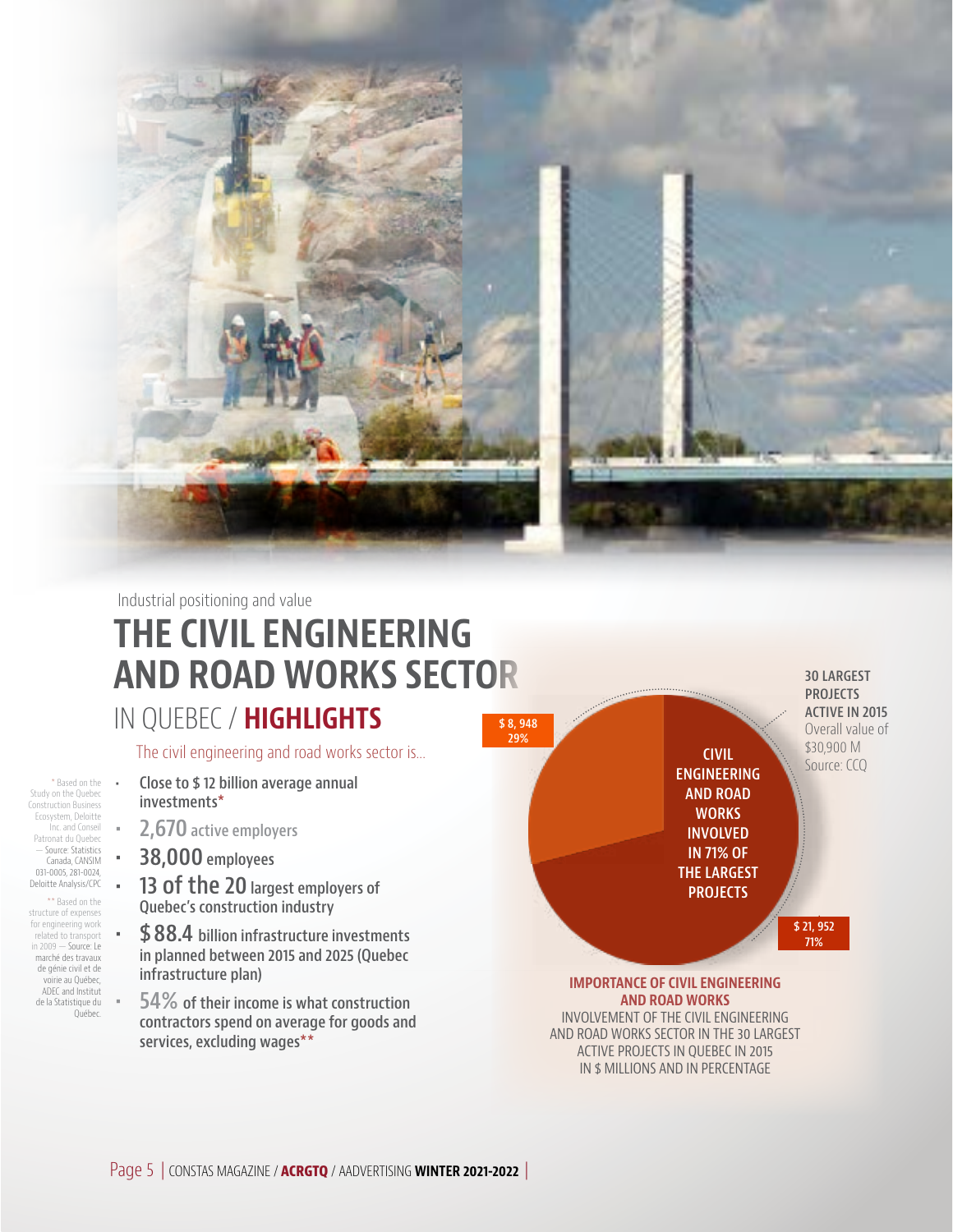Industrial positioning and value

# THE CIVIL ENGINEERING AND ROAD WORKS SECTOR IN QUEBEC / HIGHLIGHTS

The civil engineering and road works sector is...

- **Close to $ 12 billion average annual investments***
- **2,670** active employers
- **38,000** employees
- **13 of the 20** largest employers of Quebec's construction industry
- **$ 88.4** billion infrastructure investments in planned between 2015 and 2025 (Quebec infrastructure plan)
- **54%** of their income is what construction contractors spend on average for goods and services, excluding wages**

\* Based on the Study on the Quebec Construction Business Ecosystem, Deloitte Inc. and Conseil Patronat du Quebec — Source: Statistics Canada, CANSIM 031-0005, 281-0024, Deloitte Analysis/CPC

** Based on the structure of expenses for engineering work related to transport in 2009 — Source: Le marché des travaux de génie civil et de voirie au Québec, ADEC and Institut de la Statistique du Québec.

**30 LARGEST PROJECTS ACTIVE IN 2015**
Overall value of $30,900 M
Source: CCQ

| | $ millions | % |
|---|---|---|
| Civil engineering and road works involved in 71% of the largest projects | $ 21, 952 | 71% |
| Other | $ 8, 948 | 29% |

**IMPORTANCE OF CIVIL ENGINEERING AND ROAD WORKS**
INVOLVEMENT OF THE CIVIL ENGINEERING AND ROAD WORKS SECTOR IN THE 30 LARGEST ACTIVE PROJECTS IN QUEBEC IN 2015 IN $ MILLIONS AND IN PERCENTAGE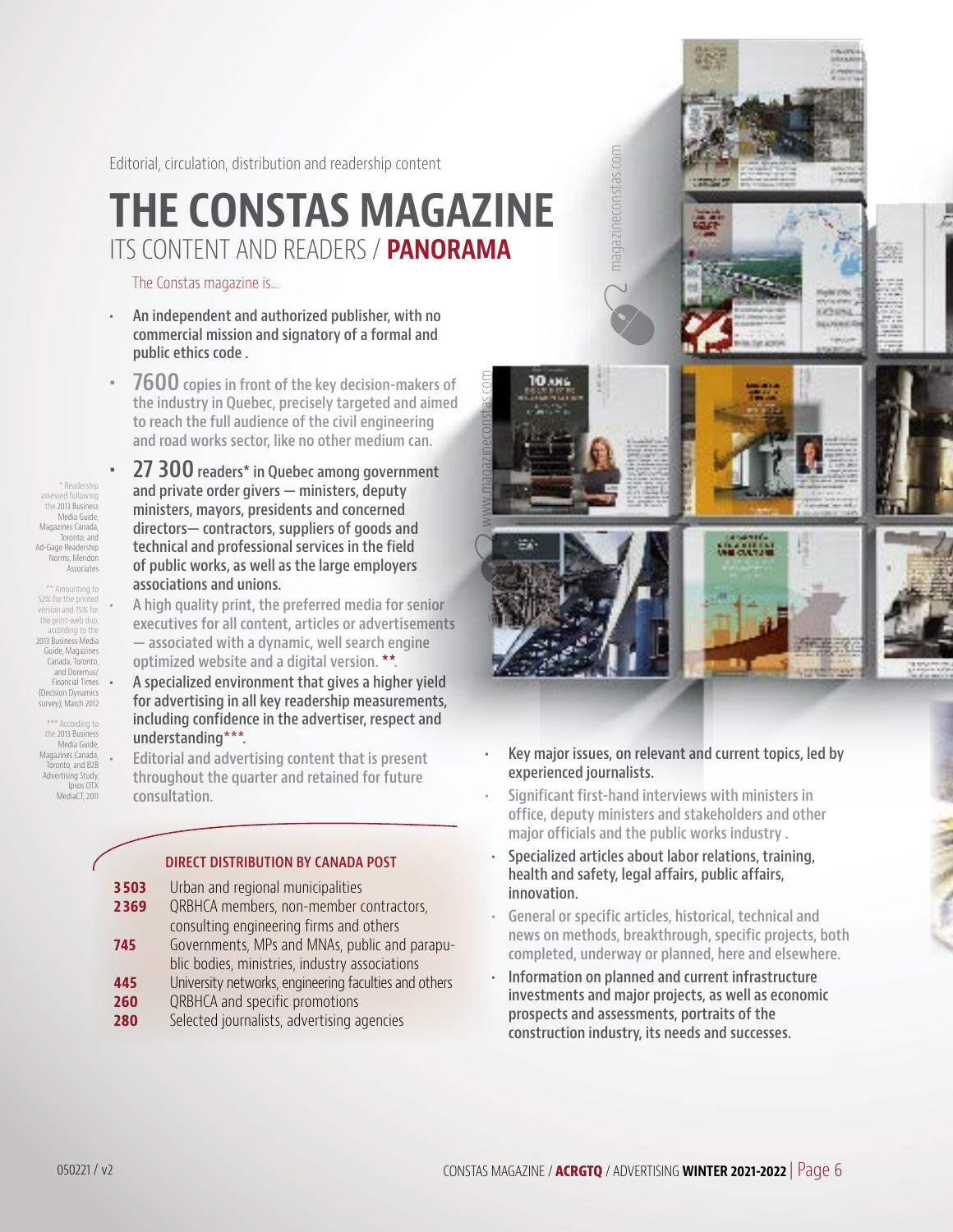Editorial, circulation, distribution and readership content

# THE CONSTAS MAGAZINE

## ITS CONTENT AND READERS / PANORAMA

The Constas magazine is...

- An independent and authorized publisher, with no commercial mission and signatory of a formal and public ethics code .
- **7600** copies in front of the key decision-makers of the industry in Quebec, precisely targeted and aimed to reach the full audience of the civil engineering and road works sector, like no other medium can.
- **27 300** readers* in Quebec among government and private order givers — ministers, deputy ministers, mayors, presidents and concerned directors— contractors, suppliers of goods and technical and professional services in the field of public works, as well as the large employers associations and unions.
- A high quality print, the preferred media for senior executives for all content, articles or advertisements — associated with a dynamic, well search engine optimized website and a digital version. **.
- A specialized environment that gives a higher yield for advertising in all key readership measurements, including confidence in the advertiser, respect and understanding***.
- Editorial and advertising content that is present throughout the quarter and retained for future consultation.

\* Readership assessed following the 2013 Business Media Guide, Magazines Canada, Toronto, and Ad-Gage Readership Norms, Mendon Associates

** Amounting to 52% for the printed version and 75% for the print-web duo, according to the 2013 Business Media Guide, Magazines Canada, Toronto, and Doremus/ Financial Times (Decision Dynamics survey), March 2012

*** According to the 2013 Business Media Guide, Magazines Canada, Toronto, and B2B Advertising Study, Ipsos OTX MediaCT, 2011

### DIRECT DISTRIBUTION BY CANADA POST

| | |
|---|---|
| **3503** | Urban and regional municipalities |
| **2369** | QRBHCA members, non-member contractors, consulting engineering firms and others |
| **745** | Governments, MPs and MNAs, public and parapublic bodies, ministries, industry associations |
| **445** | University networks, engineering faculties and others |
| **260** | QRBHCA and specific promotions |
| **280** | Selected journalists, advertising agencies |

- Key major issues, on relevant and current topics, led by experienced journalists.
- Significant first-hand interviews with ministers in office, deputy ministers and stakeholders and other major officials and the public works industry .
- Specialized articles about labor relations, training, health and safety, legal affairs, public affairs, innovation.
- General or specific articles, historical, technical and news on methods, breakthrough, specific projects, both completed, underway or planned, here and elsewhere.
- Information on planned and current infrastructure investments and major projects, as well as economic prospects and assessments, portraits of the construction industry, its needs and successes.

050221 / v2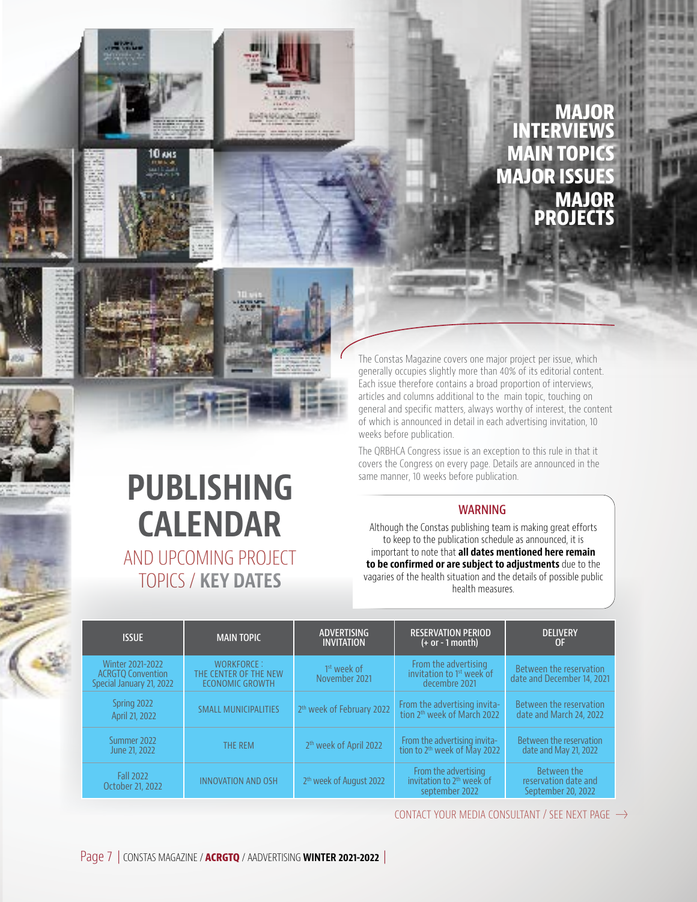# MAJOR INTERVIEWS
# MAIN TOPICS
# MAJOR ISSUES
# MAJOR PROJECTS

The Constas Magazine covers one major project per issue, which generally occupies slightly more than 40% of its editorial content. Each issue therefore contains a broad proportion of interviews, articles and columns additional to the main topic, touching on general and specific matters, always worthy of interest, the content of which is announced in detail in each advertising invitation, 10 weeks before publication.

The QRBHCA Congress issue is an exception to this rule in that it covers the Congress on every page. Details are announced in the same manner, 10 weeks before publication.

# PUBLISHING CALENDAR

## AND UPCOMING PROJECT TOPICS / **KEY DATES**

### WARNING

Although the Constas publishing team is making great efforts to keep to the publication schedule as announced, it is important to note that **all dates mentioned here remain to be confirmed or are subject to adjustments** due to the vagaries of the health situation and the details of possible public health measures.

| ISSUE | MAIN TOPIC | ADVERTISING INVITATION | RESERVATION PERIOD (+ or - 1 month) | DELIVERY OF |
|---|---|---|---|---|
| Winter 2021-2022 ACRGTQ Convention Special January 21, 2022 | WORKFORCE : THE CENTER OF THE NEW ECONOMIC GROWTH | 1st week of November 2021 | From the advertising invitation to 1st week of decembre 2021 | Between the reservation date and December 14, 2021 |
| Spring 2022 April 21, 2022 | SMALL MUNICIPALITIES | 2th week of February 2022 | From the advertising invitation to 2th week of March 2022 | Between the reservation date and March 24, 2022 |
| Summer 2022 June 21, 2022 | THE REM | 2th week of April 2022 | From the advertising invitation to 2th week of May 2022 | Between the reservation date and May 21, 2022 |
| Fall 2022 October 21, 2022 | INNOVATION AND OSH | 2th week of August 2022 | From the advertising invitation to 2th week of september 2022 | Between the reservation date and September 20, 2022 |

CONTACT YOUR MEDIA CONSULTANT / SEE NEXT PAGE →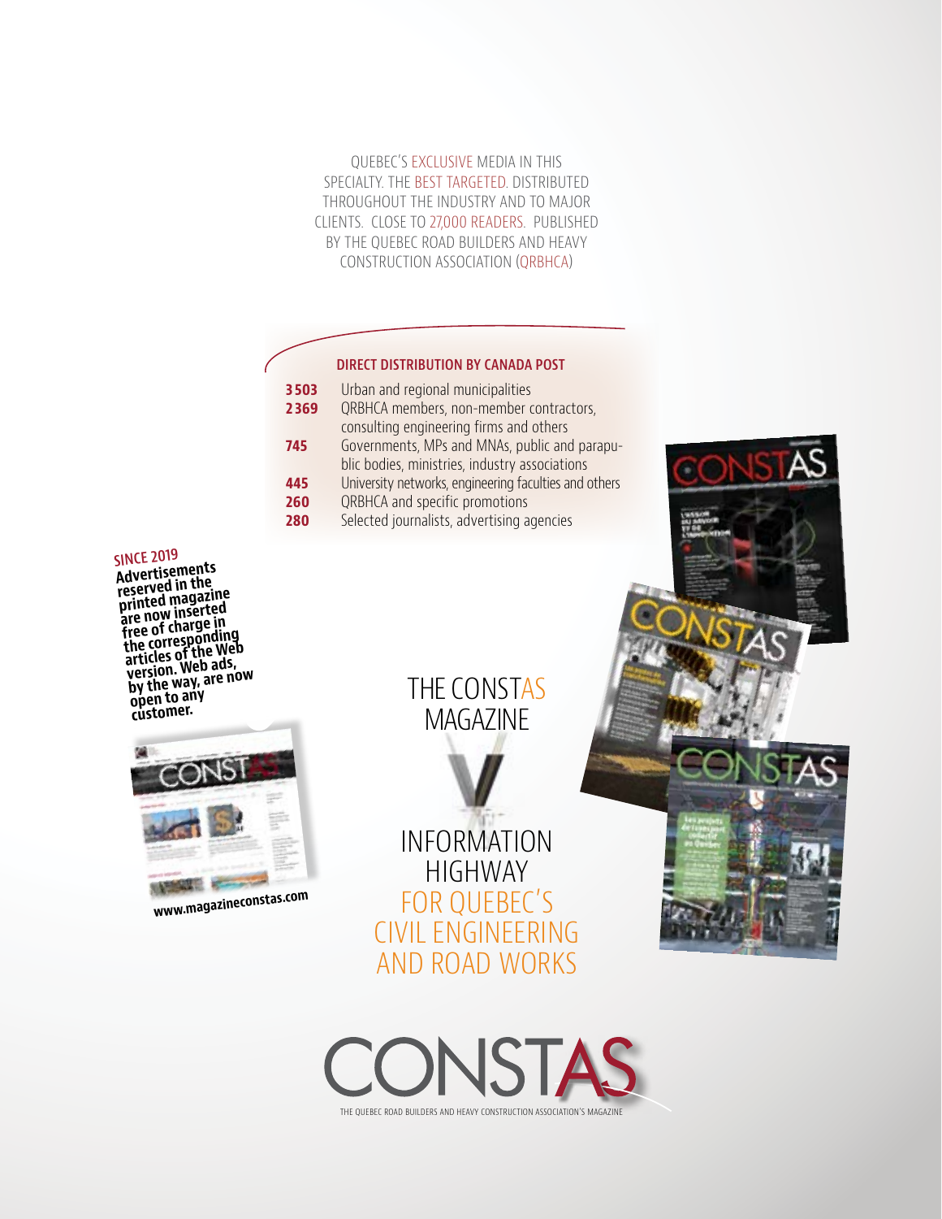QUEBEC'S EXCLUSIVE MEDIA IN THIS SPECIALTY. THE BEST TARGETED. DISTRIBUTED THROUGHOUT THE INDUSTRY AND TO MAJOR CLIENTS. CLOSE TO 27,000 READERS. PUBLISHED BY THE QUEBEC ROAD BUILDERS AND HEAVY CONSTRUCTION ASSOCIATION (QRBHCA)

**DIRECT DISTRIBUTION BY CANADA POST**

| | |
|---|---|
| **3 503** | Urban and regional municipalities |
| **2 369** | QRBHCA members, non-member contractors, consulting engineering firms and others |
| **745** | Governments, MPs and MNAs, public and parapublic bodies, ministries, industry associations |
| **445** | University networks, engineering faculties and others |
| **260** | QRBHCA and specific promotions |
| **280** | Selected journalists, advertising agencies |

**SINCE 2019**
**Advertisements reserved in the printed magazine are now inserted free of charge in the corresponding articles of the Web version. Web ads, by the way, are now open to any customer.**

**www.magazineconstas.com**

THE CONSTAS MAGAZINE

INFORMATION HIGHWAY FOR QUEBEC'S CIVIL ENGINEERING AND ROAD WORKS

CONSTAS

THE QUEBEC ROAD BUILDERS AND HEAVY CONSTRUCTION ASSOCIATION'S MAGAZINE